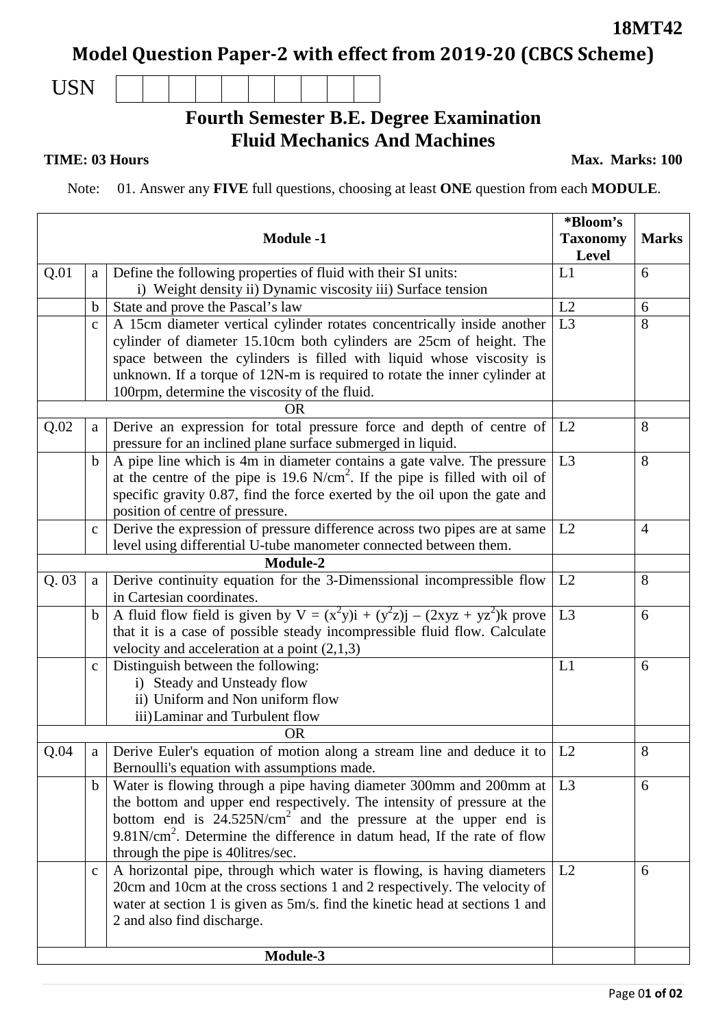**18MT42**

# Model Question Paper-2 with effect from 2019-20 (CBCS Scheme)

USN | | | | | | | | | | |

## Fourth Semester B.E. Degree Examination
## Fluid Mechanics And Machines

**TIME: 03 Hours** **Max. Marks: 100**

Note: 01. Answer any **FIVE** full questions, choosing at least **ONE** question from each **MODULE**.

| | | **Module -1** | **\*Bloom's Taxonomy Level** | **Marks** |
|---|---|---|---|---|
| Q.01 | a | Define the following properties of fluid with their SI units: i) Weight density ii) Dynamic viscosity iii) Surface tension | L1 | 6 |
| | b | State and prove the Pascal's law | L2 | 6 |
| | c | A 15cm diameter vertical cylinder rotates concentrically inside another cylinder of diameter 15.10cm both cylinders are 25cm of height. The space between the cylinders is filled with liquid whose viscosity is unknown. If a torque of 12N-m is required to rotate the inner cylinder at 100rpm, determine the viscosity of the fluid. | L3 | 8 |
| | | OR | | |
| Q.02 | a | Derive an expression for total pressure force and depth of centre of pressure for an inclined plane surface submerged in liquid. | L2 | 8 |
| | b | A pipe line which is 4m in diameter contains a gate valve. The pressure at the centre of the pipe is 19.6 $N/cm^2$. If the pipe is filled with oil of specific gravity 0.87, find the force exerted by the oil upon the gate and position of centre of pressure. | L3 | 8 |
| | c | Derive the expression of pressure difference across two pipes are at same level using differential U-tube manometer connected between them. | L2 | 4 |
| | | **Module-2** | | |
| Q. 03 | a | Derive continuity equation for the 3-Dimenssional incompressible flow in Cartesian coordinates. | L2 | 8 |
| | b | A fluid flow field is given by $V = (x^2y)i + (y^2z)j - (2xyz + yz^2)k$ prove that it is a case of possible steady incompressible fluid flow. Calculate velocity and acceleration at a point (2,1,3) | L3 | 6 |
| | c | Distinguish between the following: i) Steady and Unsteady flow ii) Uniform and Non uniform flow iii) Laminar and Turbulent flow | L1 | 6 |
| | | OR | | |
| Q.04 | a | Derive Euler's equation of motion along a stream line and deduce it to Bernoulli's equation with assumptions made. | L2 | 8 |
| | b | Water is flowing through a pipe having diameter 300mm and 200mm at the bottom and upper end respectively. The intensity of pressure at the bottom end is 24.525$N/cm^2$ and the pressure at the upper end is 9.81$N/cm^2$. Determine the difference in datum head, If the rate of flow through the pipe is 40litres/sec. | L3 | 6 |
| | c | A horizontal pipe, through which water is flowing, is having diameters 20cm and 10cm at the cross sections 1 and 2 respectively. The velocity of water at section 1 is given as 5m/s. find the kinetic head at sections 1 and 2 and also find discharge. | L2 | 6 |
| | | **Module-3** | | |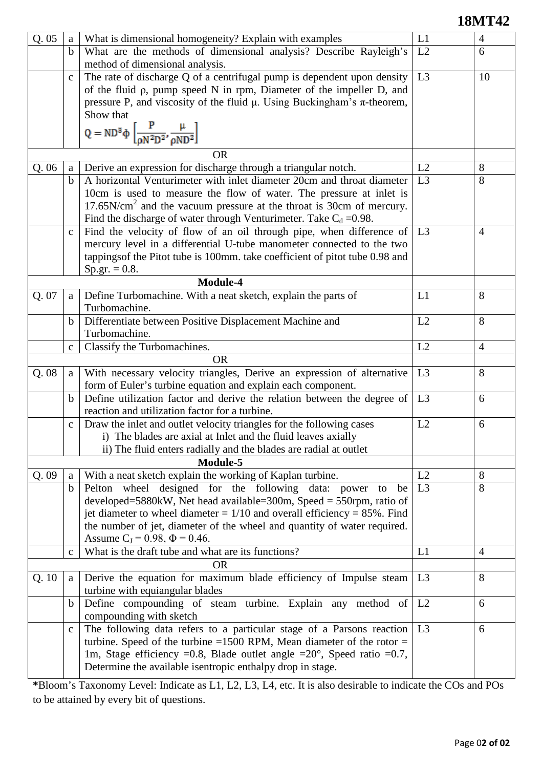# 18MT42

| | | | | |
|---|---|---|---|---|
| Q. 05 | a | What is dimensional homogeneity? Explain with examples | L1 | 4 |
| | b | What are the methods of dimensional analysis? Describe Rayleigh's method of dimensional analysis. | L2 | 6 |
| | c | The rate of discharge Q of a centrifugal pump is dependent upon density of the fluid $\rho$, pump speed N in rpm, Diameter of the impeller D, and pressure P, and viscosity of the fluid $\mu$. Using Buckingham's $\pi$-theorem, Show that $Q = ND^3\phi\left[\frac{P}{\rho N^2 D^2}, \frac{\mu}{\rho N D^2}\right]$ | L3 | 10 |
| | | OR | | |
| Q. 06 | a | Derive an expression for discharge through a triangular notch. | L2 | 8 |
| | b | A horizontal Venturimeter with inlet diameter 20cm and throat diameter 10cm is used to measure the flow of water. The pressure at inlet is $17.65 N/cm^2$ and the vacuum pressure at the throat is 30cm of mercury. Find the discharge of water through Venturimeter. Take $C_d$ =0.98. | L3 | 8 |
| | c | Find the velocity of flow of an oil through pipe, when difference of mercury level in a differential U-tube manometer connected to the two tappingsof the Pitot tube is 100mm. take coefficient of pitot tube 0.98 and Sp.gr. = 0.8. | L3 | 4 |
| | | **Module-4** | | |
| Q. 07 | a | Define Turbomachine. With a neat sketch, explain the parts of Turbomachine. | L1 | 8 |
| | b | Differentiate between Positive Displacement Machine and Turbomachine. | L2 | 8 |
| | c | Classify the Turbomachines. | L2 | 4 |
| | | OR | | |
| Q. 08 | a | With necessary velocity triangles, Derive an expression of alternative form of Euler's turbine equation and explain each component. | L3 | 8 |
| | b | Define utilization factor and derive the relation between the degree of reaction and utilization factor for a turbine. | L3 | 6 |
| | c | Draw the inlet and outlet velocity triangles for the following cases<br>i) The blades are axial at Inlet and the fluid leaves axially<br>ii) The fluid enters radially and the blades are radial at outlet | L2 | 6 |
| | | **Module-5** | | |
| Q. 09 | a | With a neat sketch explain the working of Kaplan turbine. | L2 | 8 |
| | b | Pelton wheel designed for the following data: power to be developed=5880kW, Net head available=300m, Speed = 550rpm, ratio of jet diameter to wheel diameter = 1/10 and overall efficiency = 85%. Find the number of jet, diameter of the wheel and quantity of water required. Assume $C_J$ = 0.98, $\Phi$ = 0.46. | L3 | 8 |
| | c | What is the draft tube and what are its functions? | L1 | 4 |
| | | OR | | |
| Q. 10 | a | Derive the equation for maximum blade efficiency of Impulse steam turbine with equiangular blades | L3 | 8 |
| | b | Define compounding of steam turbine. Explain any method of compounding with sketch | L2 | 6 |
| | c | The following data refers to a particular stage of a Parsons reaction turbine. Speed of the turbine =1500 RPM, Mean diameter of the rotor = 1m, Stage efficiency =0.8, Blade outlet angle =20°, Speed ratio =0.7, Determine the available isentropic enthalpy drop in stage. | L3 | 6 |

**\***Bloom's Taxonomy Level: Indicate as L1, L2, L3, L4, etc. It is also desirable to indicate the COs and POs to be attained by every bit of questions.